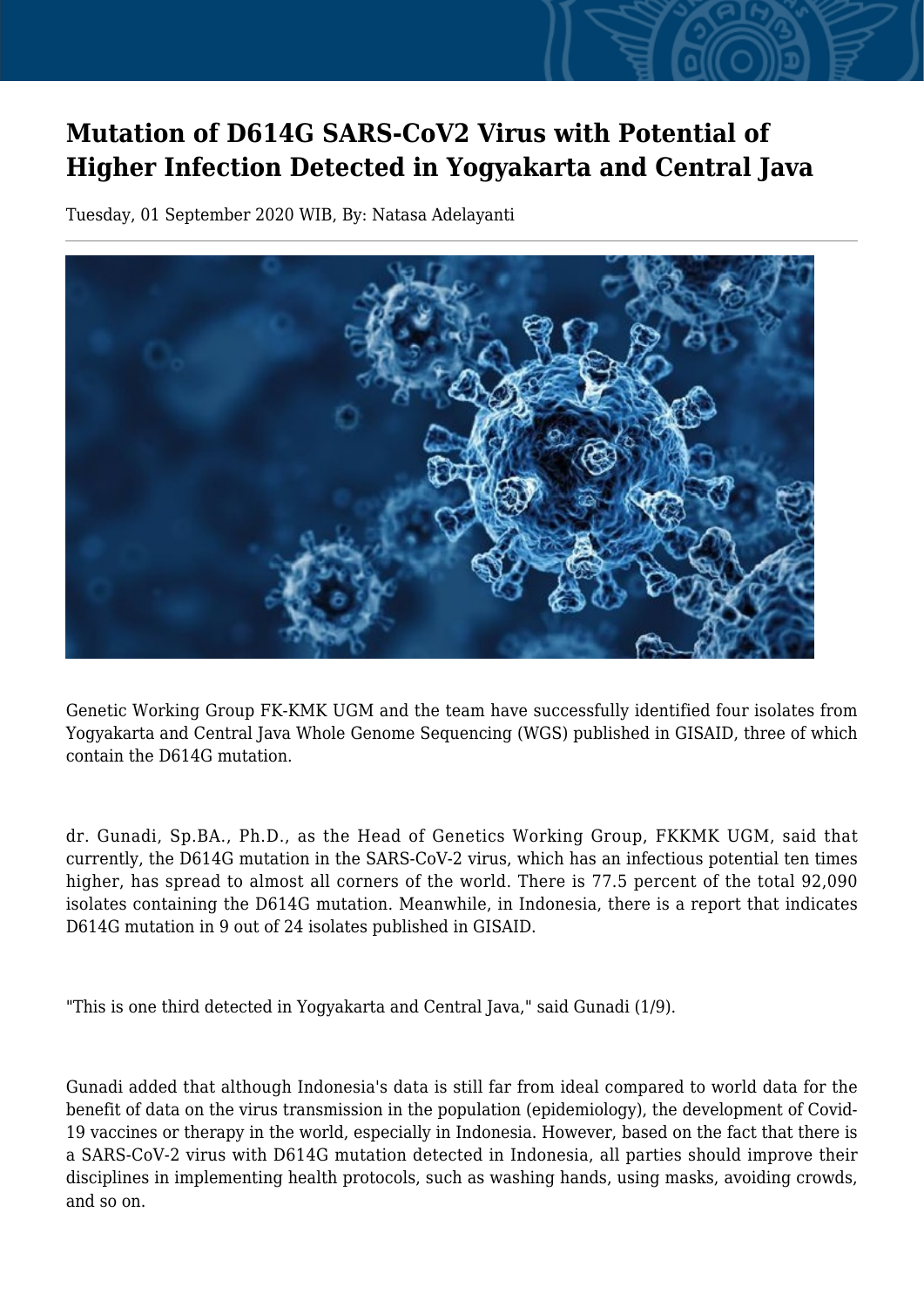# Mutation of D614G SARS-CoV2 Virus with Potential of Higher Infection Detected in Yogyakarta and Central Java

Tuesday, 01 September 2020 WIB, By: Natasa Adelayanti

Genetic Working Group FK-KMK UGM and the team have successfully identified four isolates from Yogyakarta and Central Java Whole Genome Sequencing (WGS) published in GISAID, three of which contain the D614G mutation.

dr. Gunadi, Sp.BA., Ph.D., as the Head of Genetics Working Group, FKKMK UGM, said that currently, the D614G mutation in the SARS-CoV-2 virus, which has an infectious potential ten times higher, has spread to almost all corners of the world. There is 77.5 percent of the total 92,090 isolates containing the D614G mutation. Meanwhile, in Indonesia, there is a report that indicates D614G mutation in 9 out of 24 isolates published in GISAID.

"This is one third detected in Yogyakarta and Central Java," said Gunadi (1/9).

Gunadi added that although Indonesia's data is still far from ideal compared to world data for the benefit of data on the virus transmission in the population (epidemiology), the development of Covid-19 vaccines or therapy in the world, especially in Indonesia. However, based on the fact that there is a SARS-CoV-2 virus with D614G mutation detected in Indonesia, all parties should improve their disciplines in implementing health protocols, such as washing hands, using masks, avoiding crowds, and so on.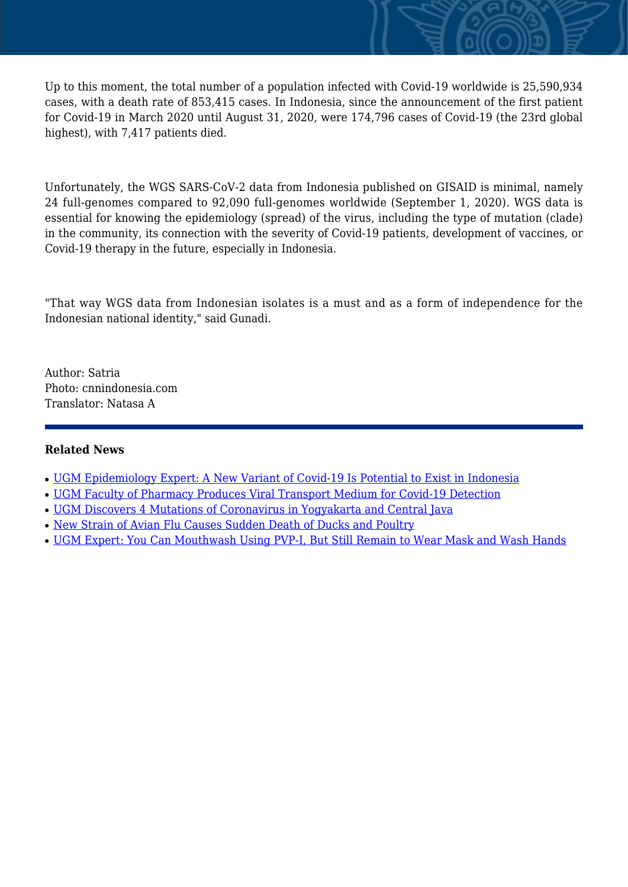Up to this moment, the total number of a population infected with Covid-19 worldwide is 25,590,934 cases, with a death rate of 853,415 cases. In Indonesia, since the announcement of the first patient for Covid-19 in March 2020 until August 31, 2020, were 174,796 cases of Covid-19 (the 23rd global highest), with 7,417 patients died.

Unfortunately, the WGS SARS-CoV-2 data from Indonesia published on GISAID is minimal, namely 24 full-genomes compared to 92,090 full-genomes worldwide (September 1, 2020). WGS data is essential for knowing the epidemiology (spread) of the virus, including the type of mutation (clade) in the community, its connection with the severity of Covid-19 patients, development of vaccines, or Covid-19 therapy in the future, especially in Indonesia.

"That way WGS data from Indonesian isolates is a must and as a form of independence for the Indonesian national identity," said Gunadi.

Author: Satria
Photo: cnnindonesia.com
Translator: Natasa A

---

**Related News**

- UGM Epidemiology Expert: A New Variant of Covid-19 Is Potential to Exist in Indonesia
- UGM Faculty of Pharmacy Produces Viral Transport Medium for Covid-19 Detection
- UGM Discovers 4 Mutations of Coronavirus in Yogyakarta and Central Java
- New Strain of Avian Flu Causes Sudden Death of Ducks and Poultry
- UGM Expert: You Can Mouthwash Using PVP-I, But Still Remain to Wear Mask and Wash Hands